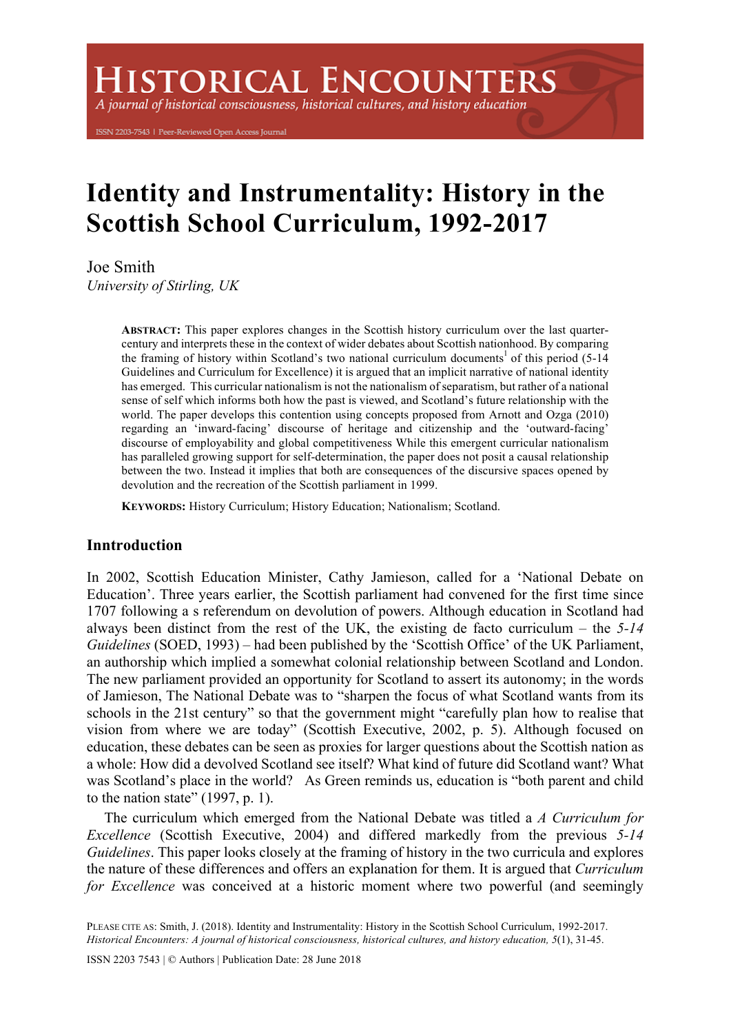# Identity and Instrumentality: History in the Scottish School Curriculum, 1992-2017

Joe Smith
*University of Stirling, UK*

**ABSTRACT:** This paper explores changes in the Scottish history curriculum over the last quarter-century and interprets these in the context of wider debates about Scottish nationhood. By comparing the framing of history within Scotland's two national curriculum documents[1] of this period (5-14 Guidelines and Curriculum for Excellence) it is argued that an implicit narrative of national identity has emerged. This curricular nationalism is not the nationalism of separatism, but rather of a national sense of self which informs both how the past is viewed, and Scotland's future relationship with the world. The paper develops this contention using concepts proposed from Arnott and Ozga (2010) regarding an 'inward-facing' discourse of heritage and citizenship and the 'outward-facing' discourse of employability and global competitiveness While this emergent curricular nationalism has paralleled growing support for self-determination, the paper does not posit a causal relationship between the two. Instead it implies that both are consequences of the discursive spaces opened by devolution and the recreation of the Scottish parliament in 1999.

**KEYWORDS:** History Curriculum; History Education; Nationalism; Scotland.

## Inntroduction

In 2002, Scottish Education Minister, Cathy Jamieson, called for a 'National Debate on Education'. Three years earlier, the Scottish parliament had convened for the first time since 1707 following a s referendum on devolution of powers. Although education in Scotland had always been distinct from the rest of the UK, the existing de facto curriculum – the *5-14 Guidelines* (SOED, 1993) – had been published by the 'Scottish Office' of the UK Parliament, an authorship which implied a somewhat colonial relationship between Scotland and London. The new parliament provided an opportunity for Scotland to assert its autonomy; in the words of Jamieson, The National Debate was to "sharpen the focus of what Scotland wants from its schools in the 21st century" so that the government might "carefully plan how to realise that vision from where we are today" (Scottish Executive, 2002, p. 5). Although focused on education, these debates can be seen as proxies for larger questions about the Scottish nation as a whole: How did a devolved Scotland see itself? What kind of future did Scotland want? What was Scotland's place in the world? As Green reminds us, education is "both parent and child to the nation state" (1997, p. 1).

The curriculum which emerged from the National Debate was titled a *A Curriculum for Excellence* (Scottish Executive, 2004) and differed markedly from the previous *5-14 Guidelines*. This paper looks closely at the framing of history in the two curricula and explores the nature of these differences and offers an explanation for them. It is argued that *Curriculum for Excellence* was conceived at a historic moment where two powerful (and seemingly

PLEASE CITE AS: Smith, J. (2018). Identity and Instrumentality: History in the Scottish School Curriculum, 1992-2017. *Historical Encounters: A journal of historical consciousness, historical cultures, and history education, 5*(1), 31-45.

ISSN 2203 7543 | © Authors | Publication Date: 28 June 2018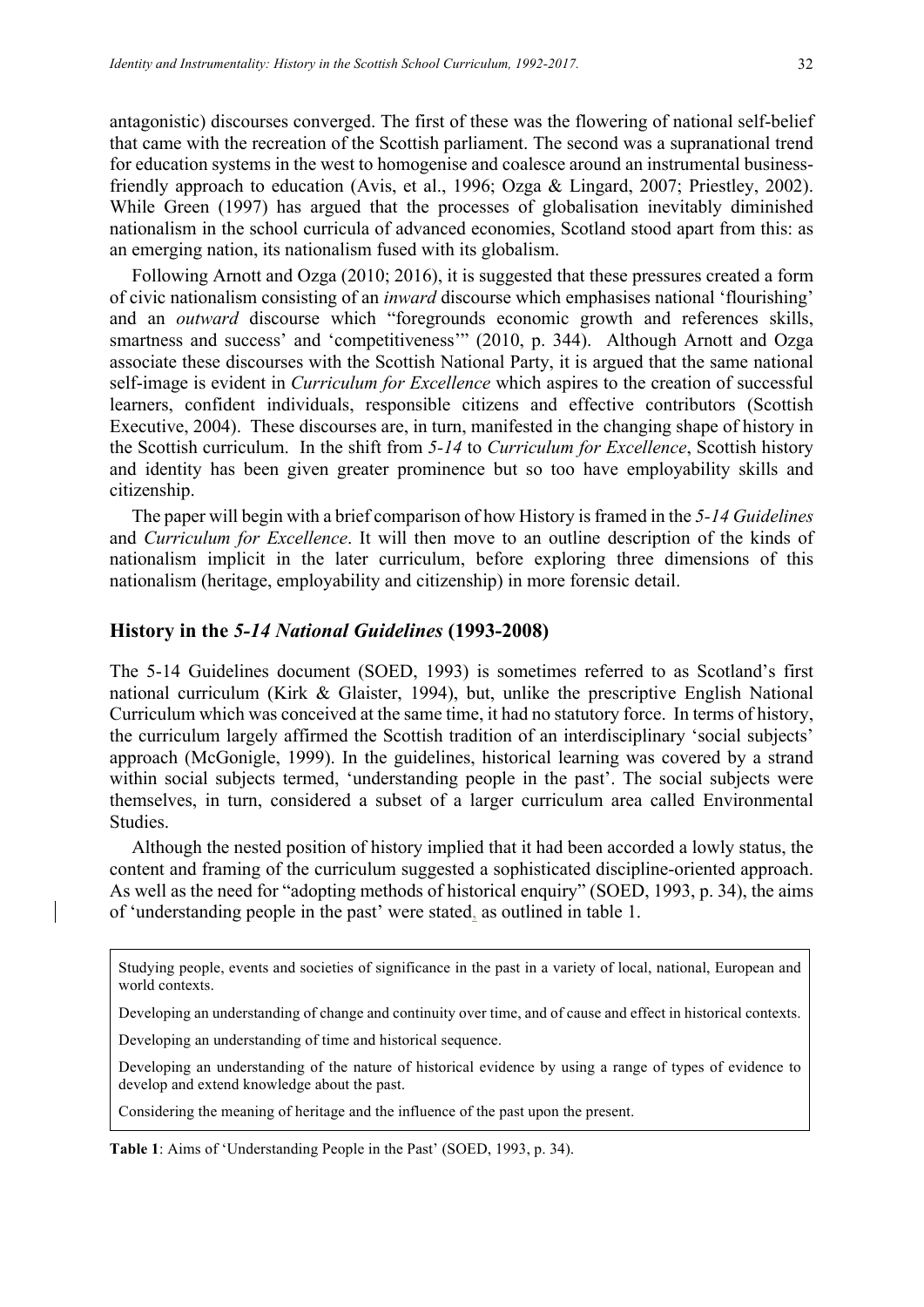antagonistic) discourses converged. The first of these was the flowering of national self-belief that came with the recreation of the Scottish parliament. The second was a supranational trend for education systems in the west to homogenise and coalesce around an instrumental business-friendly approach to education (Avis, et al., 1996; Ozga & Lingard, 2007; Priestley, 2002). While Green (1997) has argued that the processes of globalisation inevitably diminished nationalism in the school curricula of advanced economies, Scotland stood apart from this: as an emerging nation, its nationalism fused with its globalism.

Following Arnott and Ozga (2010; 2016), it is suggested that these pressures created a form of civic nationalism consisting of an *inward* discourse which emphasises national 'flourishing' and an *outward* discourse which "foregrounds economic growth and references skills, smartness and success' and 'competitiveness'" (2010, p. 344). Although Arnott and Ozga associate these discourses with the Scottish National Party, it is argued that the same national self-image is evident in *Curriculum for Excellence* which aspires to the creation of successful learners, confident individuals, responsible citizens and effective contributors (Scottish Executive, 2004). These discourses are, in turn, manifested in the changing shape of history in the Scottish curriculum. In the shift from *5-14* to *Curriculum for Excellence*, Scottish history and identity has been given greater prominence but so too have employability skills and citizenship.

The paper will begin with a brief comparison of how History is framed in the *5-14 Guidelines* and *Curriculum for Excellence*. It will then move to an outline description of the kinds of nationalism implicit in the later curriculum, before exploring three dimensions of this nationalism (heritage, employability and citizenship) in more forensic detail.

## History in the *5-14 National Guidelines* (1993-2008)

The 5-14 Guidelines document (SOED, 1993) is sometimes referred to as Scotland's first national curriculum (Kirk & Glaister, 1994), but, unlike the prescriptive English National Curriculum which was conceived at the same time, it had no statutory force. In terms of history, the curriculum largely affirmed the Scottish tradition of an interdisciplinary 'social subjects' approach (McGonigle, 1999). In the guidelines, historical learning was covered by a strand within social subjects termed, 'understanding people in the past'. The social subjects were themselves, in turn, considered a subset of a larger curriculum area called Environmental Studies.

Although the nested position of history implied that it had been accorded a lowly status, the content and framing of the curriculum suggested a sophisticated discipline-oriented approach. As well as the need for "adopting methods of historical enquiry" (SOED, 1993, p. 34), the aims of 'understanding people in the past' were stated, as outlined in table 1.

| |
|---|
| Studying people, events and societies of significance in the past in a variety of local, national, European and world contexts. |
| Developing an understanding of change and continuity over time, and of cause and effect in historical contexts. |
| Developing an understanding of time and historical sequence. |
| Developing an understanding of the nature of historical evidence by using a range of types of evidence to develop and extend knowledge about the past. |
| Considering the meaning of heritage and the influence of the past upon the present. |

**Table 1**: Aims of 'Understanding People in the Past' (SOED, 1993, p. 34).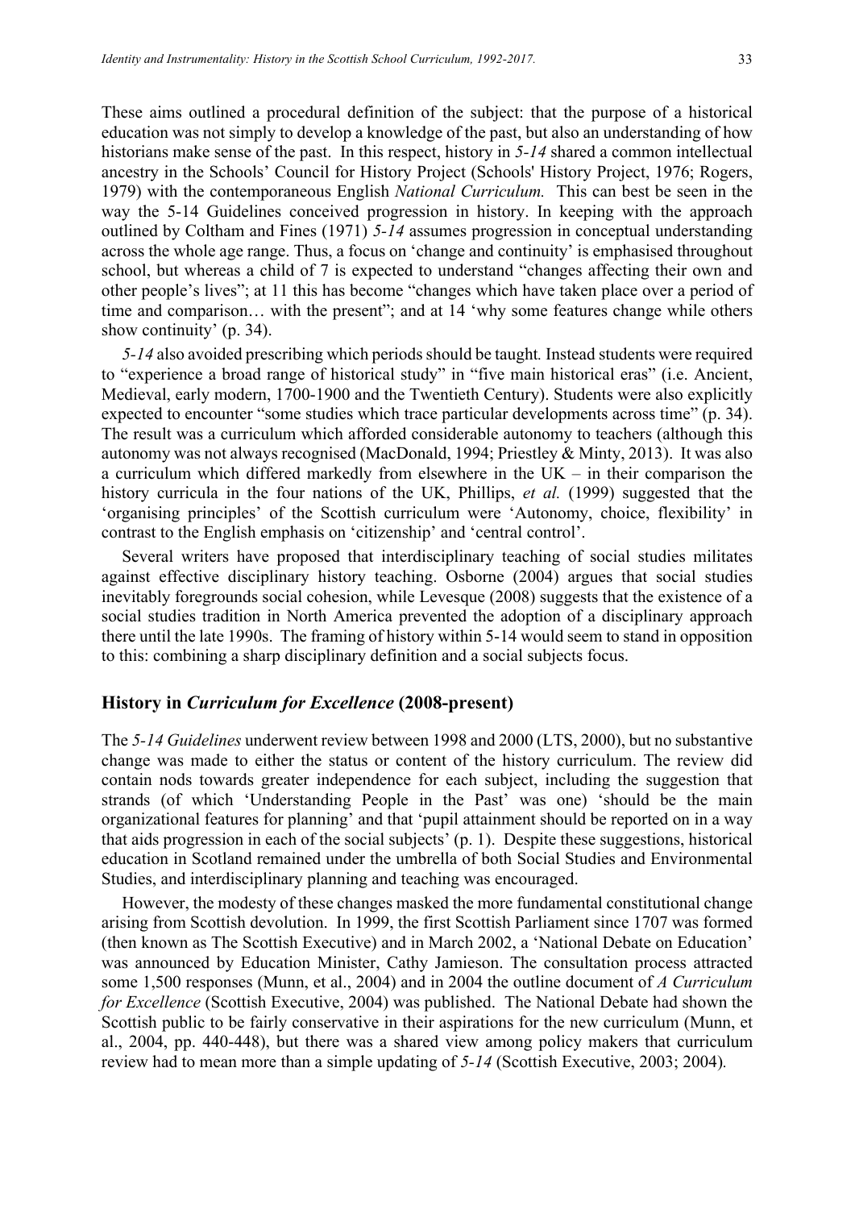These aims outlined a procedural definition of the subject: that the purpose of a historical education was not simply to develop a knowledge of the past, but also an understanding of how historians make sense of the past. In this respect, history in *5-14* shared a common intellectual ancestry in the Schools' Council for History Project (Schools' History Project, 1976; Rogers, 1979) with the contemporaneous English *National Curriculum.* This can best be seen in the way the 5-14 Guidelines conceived progression in history. In keeping with the approach outlined by Coltham and Fines (1971) *5-14* assumes progression in conceptual understanding across the whole age range. Thus, a focus on 'change and continuity' is emphasised throughout school, but whereas a child of 7 is expected to understand "changes affecting their own and other people's lives"; at 11 this has become "changes which have taken place over a period of time and comparison… with the present"; and at 14 'why some features change while others show continuity' (p. 34).

*5-14* also avoided prescribing which periods should be taught*.* Instead students were required to "experience a broad range of historical study" in "five main historical eras" (i.e. Ancient, Medieval, early modern, 1700-1900 and the Twentieth Century). Students were also explicitly expected to encounter "some studies which trace particular developments across time" (p. 34). The result was a curriculum which afforded considerable autonomy to teachers (although this autonomy was not always recognised (MacDonald, 1994; Priestley & Minty, 2013). It was also a curriculum which differed markedly from elsewhere in the UK – in their comparison the history curricula in the four nations of the UK, Phillips, *et al.* (1999) suggested that the 'organising principles' of the Scottish curriculum were 'Autonomy, choice, flexibility' in contrast to the English emphasis on 'citizenship' and 'central control'.

Several writers have proposed that interdisciplinary teaching of social studies militates against effective disciplinary history teaching. Osborne (2004) argues that social studies inevitably foregrounds social cohesion, while Levesque (2008) suggests that the existence of a social studies tradition in North America prevented the adoption of a disciplinary approach there until the late 1990s. The framing of history within 5-14 would seem to stand in opposition to this: combining a sharp disciplinary definition and a social subjects focus.

## History in *Curriculum for Excellence* (2008-present)

The *5-14 Guidelines* underwent review between 1998 and 2000 (LTS, 2000), but no substantive change was made to either the status or content of the history curriculum. The review did contain nods towards greater independence for each subject, including the suggestion that strands (of which 'Understanding People in the Past' was one) 'should be the main organizational features for planning' and that 'pupil attainment should be reported on in a way that aids progression in each of the social subjects' (p. 1). Despite these suggestions, historical education in Scotland remained under the umbrella of both Social Studies and Environmental Studies, and interdisciplinary planning and teaching was encouraged.

However, the modesty of these changes masked the more fundamental constitutional change arising from Scottish devolution. In 1999, the first Scottish Parliament since 1707 was formed (then known as The Scottish Executive) and in March 2002, a 'National Debate on Education' was announced by Education Minister, Cathy Jamieson. The consultation process attracted some 1,500 responses (Munn, et al., 2004) and in 2004 the outline document of *A Curriculum for Excellence* (Scottish Executive, 2004) was published. The National Debate had shown the Scottish public to be fairly conservative in their aspirations for the new curriculum (Munn, et al., 2004, pp. 440-448), but there was a shared view among policy makers that curriculum review had to mean more than a simple updating of *5-14* (Scottish Executive, 2003; 2004).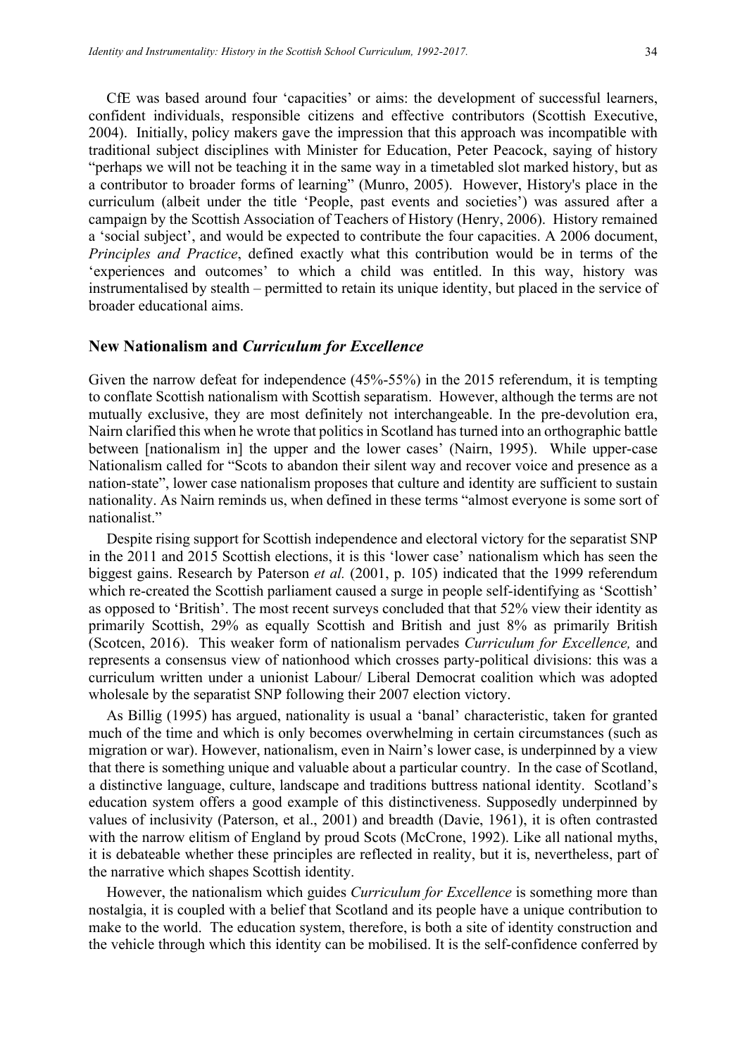CfE was based around four 'capacities' or aims: the development of successful learners, confident individuals, responsible citizens and effective contributors (Scottish Executive, 2004). Initially, policy makers gave the impression that this approach was incompatible with traditional subject disciplines with Minister for Education, Peter Peacock, saying of history "perhaps we will not be teaching it in the same way in a timetabled slot marked history, but as a contributor to broader forms of learning" (Munro, 2005). However, History's place in the curriculum (albeit under the title 'People, past events and societies') was assured after a campaign by the Scottish Association of Teachers of History (Henry, 2006). History remained a 'social subject', and would be expected to contribute the four capacities. A 2006 document, *Principles and Practice*, defined exactly what this contribution would be in terms of the 'experiences and outcomes' to which a child was entitled. In this way, history was instrumentalised by stealth – permitted to retain its unique identity, but placed in the service of broader educational aims.

## New Nationalism and *Curriculum for Excellence*

Given the narrow defeat for independence (45%-55%) in the 2015 referendum, it is tempting to conflate Scottish nationalism with Scottish separatism. However, although the terms are not mutually exclusive, they are most definitely not interchangeable. In the pre-devolution era, Nairn clarified this when he wrote that politics in Scotland has turned into an orthographic battle between [nationalism in] the upper and the lower cases' (Nairn, 1995). While upper-case Nationalism called for "Scots to abandon their silent way and recover voice and presence as a nation-state", lower case nationalism proposes that culture and identity are sufficient to sustain nationality. As Nairn reminds us, when defined in these terms "almost everyone is some sort of nationalist."

Despite rising support for Scottish independence and electoral victory for the separatist SNP in the 2011 and 2015 Scottish elections, it is this 'lower case' nationalism which has seen the biggest gains. Research by Paterson *et al.* (2001, p. 105) indicated that the 1999 referendum which re-created the Scottish parliament caused a surge in people self-identifying as 'Scottish' as opposed to 'British'. The most recent surveys concluded that that 52% view their identity as primarily Scottish, 29% as equally Scottish and British and just 8% as primarily British (Scotcen, 2016). This weaker form of nationalism pervades *Curriculum for Excellence,* and represents a consensus view of nationhood which crosses party-political divisions: this was a curriculum written under a unionist Labour/ Liberal Democrat coalition which was adopted wholesale by the separatist SNP following their 2007 election victory.

As Billig (1995) has argued, nationality is usual a 'banal' characteristic, taken for granted much of the time and which is only becomes overwhelming in certain circumstances (such as migration or war). However, nationalism, even in Nairn's lower case, is underpinned by a view that there is something unique and valuable about a particular country. In the case of Scotland, a distinctive language, culture, landscape and traditions buttress national identity. Scotland's education system offers a good example of this distinctiveness. Supposedly underpinned by values of inclusivity (Paterson, et al., 2001) and breadth (Davie, 1961), it is often contrasted with the narrow elitism of England by proud Scots (McCrone, 1992). Like all national myths, it is debateable whether these principles are reflected in reality, but it is, nevertheless, part of the narrative which shapes Scottish identity.

However, the nationalism which guides *Curriculum for Excellence* is something more than nostalgia, it is coupled with a belief that Scotland and its people have a unique contribution to make to the world. The education system, therefore, is both a site of identity construction and the vehicle through which this identity can be mobilised. It is the self-confidence conferred by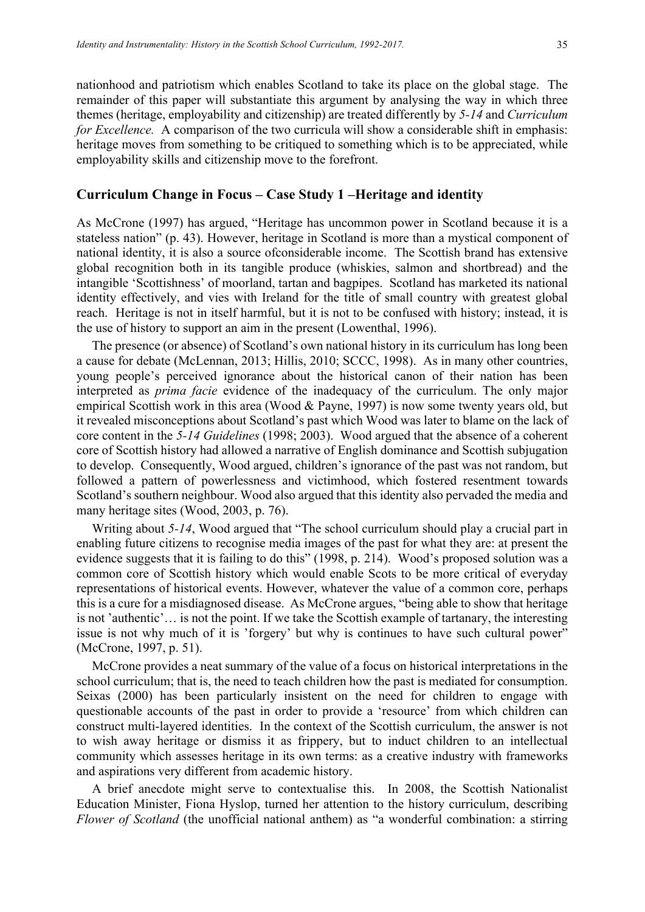nationhood and patriotism which enables Scotland to take its place on the global stage. The remainder of this paper will substantiate this argument by analysing the way in which three themes (heritage, employability and citizenship) are treated differently by *5-14* and *Curriculum for Excellence.* A comparison of the two curricula will show a considerable shift in emphasis: heritage moves from something to be critiqued to something which is to be appreciated, while employability skills and citizenship move to the forefront.

## Curriculum Change in Focus – Case Study 1 –Heritage and identity

As McCrone (1997) has argued, "Heritage has uncommon power in Scotland because it is a stateless nation" (p. 43). However, heritage in Scotland is more than a mystical component of national identity, it is also a source ofconsiderable income. The Scottish brand has extensive global recognition both in its tangible produce (whiskies, salmon and shortbread) and the intangible 'Scottishness' of moorland, tartan and bagpipes. Scotland has marketed its national identity effectively, and vies with Ireland for the title of small country with greatest global reach. Heritage is not in itself harmful, but it is not to be confused with history; instead, it is the use of history to support an aim in the present (Lowenthal, 1996).

The presence (or absence) of Scotland's own national history in its curriculum has long been a cause for debate (McLennan, 2013; Hillis, 2010; SCCC, 1998). As in many other countries, young people's perceived ignorance about the historical canon of their nation has been interpreted as *prima facie* evidence of the inadequacy of the curriculum. The only major empirical Scottish work in this area (Wood & Payne, 1997) is now some twenty years old, but it revealed misconceptions about Scotland's past which Wood was later to blame on the lack of core content in the *5-14 Guidelines* (1998; 2003). Wood argued that the absence of a coherent core of Scottish history had allowed a narrative of English dominance and Scottish subjugation to develop. Consequently, Wood argued, children's ignorance of the past was not random, but followed a pattern of powerlessness and victimhood, which fostered resentment towards Scotland's southern neighbour. Wood also argued that this identity also pervaded the media and many heritage sites (Wood, 2003, p. 76).

Writing about *5-14*, Wood argued that "The school curriculum should play a crucial part in enabling future citizens to recognise media images of the past for what they are: at present the evidence suggests that it is failing to do this" (1998, p. 214). Wood's proposed solution was a common core of Scottish history which would enable Scots to be more critical of everyday representations of historical events. However, whatever the value of a common core, perhaps this is a cure for a misdiagnosed disease. As McCrone argues, "being able to show that heritage is not 'authentic'… is not the point. If we take the Scottish example of tartanary, the interesting issue is not why much of it is 'forgery' but why is continues to have such cultural power" (McCrone, 1997, p. 51).

McCrone provides a neat summary of the value of a focus on historical interpretations in the school curriculum; that is, the need to teach children how the past is mediated for consumption. Seixas (2000) has been particularly insistent on the need for children to engage with questionable accounts of the past in order to provide a 'resource' from which children can construct multi-layered identities. In the context of the Scottish curriculum, the answer is not to wish away heritage or dismiss it as frippery, but to induct children to an intellectual community which assesses heritage in its own terms: as a creative industry with frameworks and aspirations very different from academic history.

A brief anecdote might serve to contextualise this. In 2008, the Scottish Nationalist Education Minister, Fiona Hyslop, turned her attention to the history curriculum, describing *Flower of Scotland* (the unofficial national anthem) as "a wonderful combination: a stirring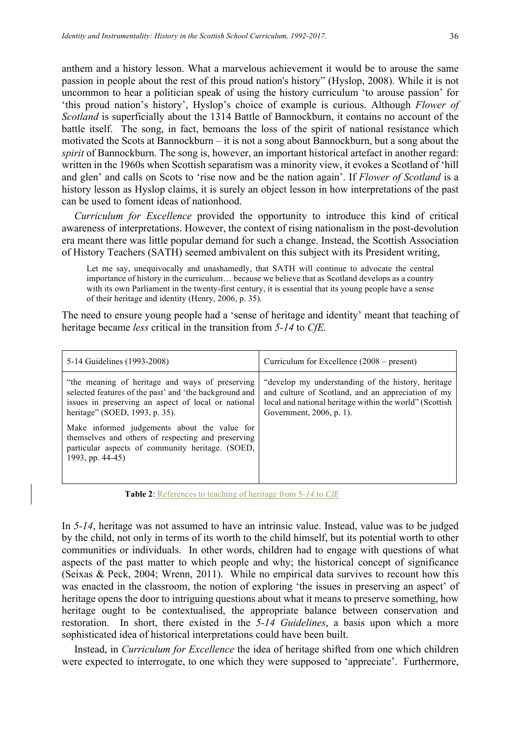anthem and a history lesson. What a marvelous achievement it would be to arouse the same passion in people about the rest of this proud nation's history" (Hyslop, 2008). While it is not uncommon to hear a politician speak of using the history curriculum 'to arouse passion' for 'this proud nation's history', Hyslop's choice of example is curious. Although *Flower of Scotland* is superficially about the 1314 Battle of Bannockburn, it contains no account of the battle itself. The song, in fact, bemoans the loss of the spirit of national resistance which motivated the Scots at Bannockburn – it is not a song about Bannockburn, but a song about the *spirit* of Bannockburn. The song is, however, an important historical artefact in another regard: written in the 1960s when Scottish separatism was a minority view, it evokes a Scotland of 'hill and glen' and calls on Scots to 'rise now and be the nation again'. If *Flower of Scotland* is a history lesson as Hyslop claims, it is surely an object lesson in how interpretations of the past can be used to foment ideas of nationhood.

*Curriculum for Excellence* provided the opportunity to introduce this kind of critical awareness of interpretations. However, the context of rising nationalism in the post-devolution era meant there was little popular demand for such a change. Instead, the Scottish Association of History Teachers (SATH) seemed ambivalent on this subject with its President writing,

> Let me say, unequivocally and unashamedly, that SATH will continue to advocate the central importance of history in the curriculum… because we believe that as Scotland develops as a country with its own Parliament in the twenty-first century, it is essential that its young people have a sense of their heritage and identity (Henry, 2006, p. 35).

The need to ensure young people had a 'sense of heritage and identity' meant that teaching of heritage became *less* critical in the transition from *5-14* to *CfE.*

| 5-14 Guidelines (1993-2008) | Curriculum for Excellence (2008 – present) |
|---|---|
| "the meaning of heritage and ways of preserving selected features of the past' and 'the background and issues in preserving an aspect of local or national heritage" (SOED, 1993, p. 35).<br><br>Make informed judgements about the value for themselves and others of respecting and preserving particular aspects of community heritage. (SOED, 1993, pp. 44-45) | "develop my understanding of the history, heritage and culture of Scotland, and an appreciation of my local and national heritage within the world" (Scottish Government, 2006, p. 1). |

**Table 2**: References to teaching of heritage from 5-*14* to *CfE*

In *5-14*, heritage was not assumed to have an intrinsic value. Instead, value was to be judged by the child, not only in terms of its worth to the child himself, but its potential worth to other communities or individuals. In other words, children had to engage with questions of what aspects of the past matter to which people and why; the historical concept of significance (Seixas & Peck, 2004; Wrenn, 2011). While no empirical data survives to recount how this was enacted in the classroom, the notion of exploring 'the issues in preserving an aspect' of heritage opens the door to intriguing questions about what it means to preserve something, how heritage ought to be contextualised, the appropriate balance between conservation and restoration. In short, there existed in the *5-14 Guidelines*, a basis upon which a more sophisticated idea of historical interpretations could have been built.

Instead, in *Curriculum for Excellence* the idea of heritage shifted from one which children were expected to interrogate, to one which they were supposed to 'appreciate'. Furthermore,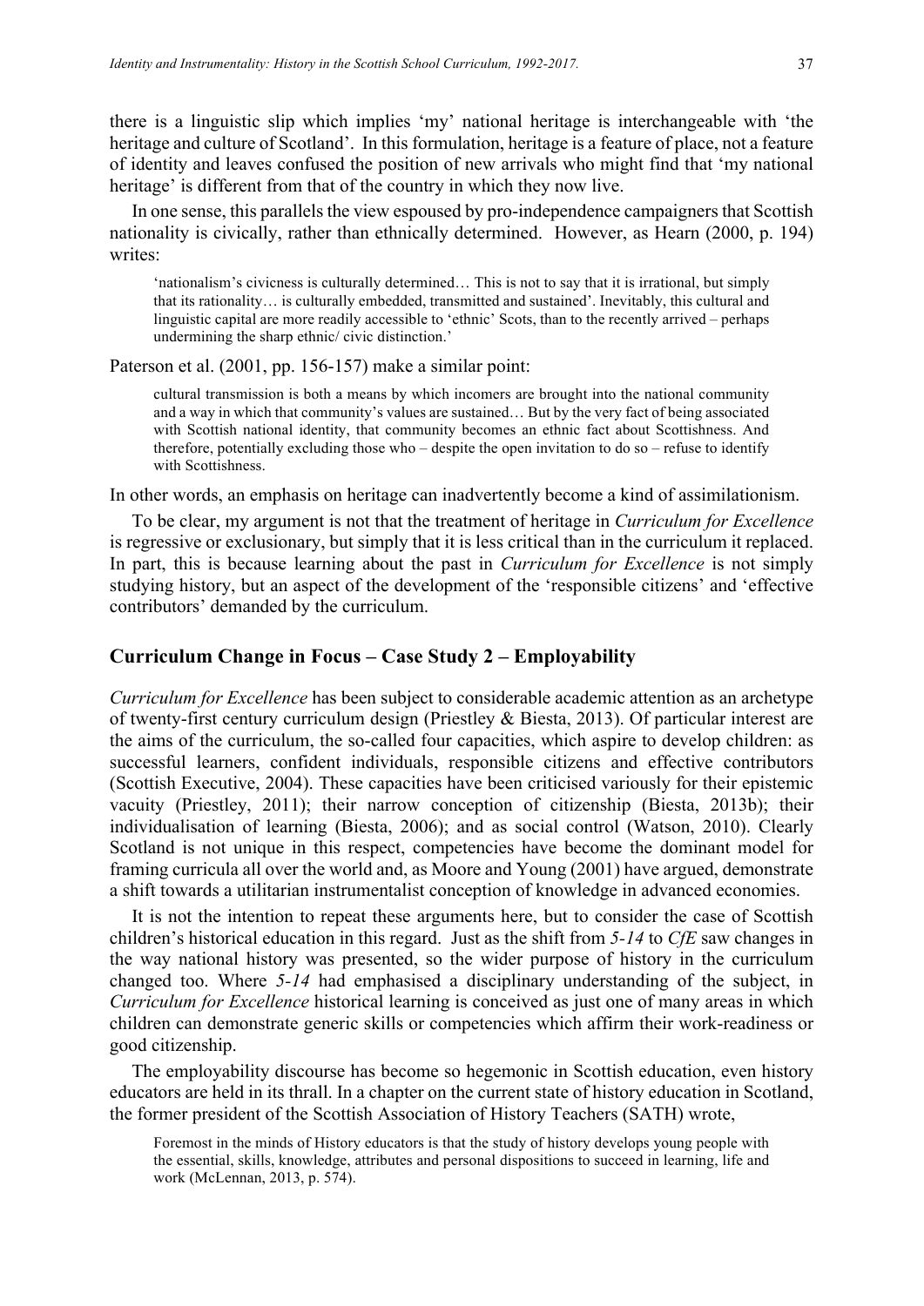there is a linguistic slip which implies 'my' national heritage is interchangeable with 'the heritage and culture of Scotland'. In this formulation, heritage is a feature of place, not a feature of identity and leaves confused the position of new arrivals who might find that 'my national heritage' is different from that of the country in which they now live.

In one sense, this parallels the view espoused by pro-independence campaigners that Scottish nationality is civically, rather than ethnically determined. However, as Hearn (2000, p. 194) writes:

> 'nationalism's civicness is culturally determined… This is not to say that it is irrational, but simply that its rationality… is culturally embedded, transmitted and sustained'. Inevitably, this cultural and linguistic capital are more readily accessible to 'ethnic' Scots, than to the recently arrived – perhaps undermining the sharp ethnic/ civic distinction.'

Paterson et al. (2001, pp. 156-157) make a similar point:

> cultural transmission is both a means by which incomers are brought into the national community and a way in which that community's values are sustained… But by the very fact of being associated with Scottish national identity, that community becomes an ethnic fact about Scottishness. And therefore, potentially excluding those who – despite the open invitation to do so – refuse to identify with Scottishness.

In other words, an emphasis on heritage can inadvertently become a kind of assimilationism.

To be clear, my argument is not that the treatment of heritage in *Curriculum for Excellence* is regressive or exclusionary, but simply that it is less critical than in the curriculum it replaced. In part, this is because learning about the past in *Curriculum for Excellence* is not simply studying history, but an aspect of the development of the 'responsible citizens' and 'effective contributors' demanded by the curriculum.

## Curriculum Change in Focus – Case Study 2 – Employability

*Curriculum for Excellence* has been subject to considerable academic attention as an archetype of twenty-first century curriculum design (Priestley & Biesta, 2013). Of particular interest are the aims of the curriculum, the so-called four capacities, which aspire to develop children: as successful learners, confident individuals, responsible citizens and effective contributors (Scottish Executive, 2004). These capacities have been criticised variously for their epistemic vacuity (Priestley, 2011); their narrow conception of citizenship (Biesta, 2013b); their individualisation of learning (Biesta, 2006); and as social control (Watson, 2010). Clearly Scotland is not unique in this respect, competencies have become the dominant model for framing curricula all over the world and, as Moore and Young (2001) have argued, demonstrate a shift towards a utilitarian instrumentalist conception of knowledge in advanced economies.

It is not the intention to repeat these arguments here, but to consider the case of Scottish children's historical education in this regard. Just as the shift from *5-14* to *CfE* saw changes in the way national history was presented, so the wider purpose of history in the curriculum changed too. Where *5-14* had emphasised a disciplinary understanding of the subject, in *Curriculum for Excellence* historical learning is conceived as just one of many areas in which children can demonstrate generic skills or competencies which affirm their work-readiness or good citizenship.

The employability discourse has become so hegemonic in Scottish education, even history educators are held in its thrall. In a chapter on the current state of history education in Scotland, the former president of the Scottish Association of History Teachers (SATH) wrote,

> Foremost in the minds of History educators is that the study of history develops young people with the essential, skills, knowledge, attributes and personal dispositions to succeed in learning, life and work (McLennan, 2013, p. 574).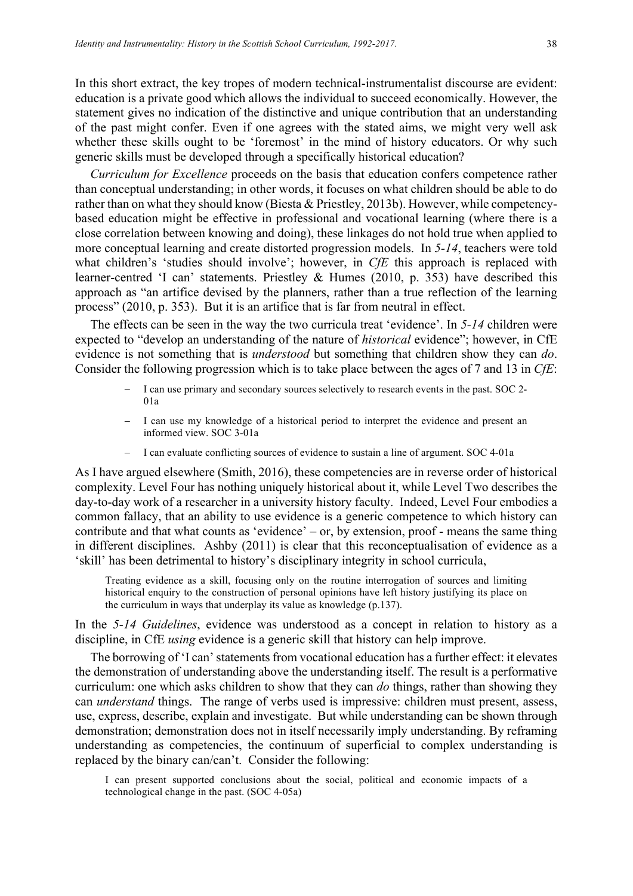In this short extract, the key tropes of modern technical-instrumentalist discourse are evident: education is a private good which allows the individual to succeed economically. However, the statement gives no indication of the distinctive and unique contribution that an understanding of the past might confer. Even if one agrees with the stated aims, we might very well ask whether these skills ought to be 'foremost' in the mind of history educators. Or why such generic skills must be developed through a specifically historical education?

*Curriculum for Excellence* proceeds on the basis that education confers competence rather than conceptual understanding; in other words, it focuses on what children should be able to do rather than on what they should know (Biesta & Priestley, 2013b). However, while competency-based education might be effective in professional and vocational learning (where there is a close correlation between knowing and doing), these linkages do not hold true when applied to more conceptual learning and create distorted progression models. In *5-14*, teachers were told what children's 'studies should involve'; however, in *CfE* this approach is replaced with learner-centred 'I can' statements. Priestley & Humes (2010, p. 353) have described this approach as "an artifice devised by the planners, rather than a true reflection of the learning process" (2010, p. 353). But it is an artifice that is far from neutral in effect.

The effects can be seen in the way the two curricula treat 'evidence'. In *5-14* children were expected to "develop an understanding of the nature of *historical* evidence"; however, in CfE evidence is not something that is *understood* but something that children show they can *do*. Consider the following progression which is to take place between the ages of 7 and 13 in *CfE*:

- I can use primary and secondary sources selectively to research events in the past. SOC 2-01a
- I can use my knowledge of a historical period to interpret the evidence and present an informed view. SOC 3-01a
- I can evaluate conflicting sources of evidence to sustain a line of argument. SOC 4-01a

As I have argued elsewhere (Smith, 2016), these competencies are in reverse order of historical complexity. Level Four has nothing uniquely historical about it, while Level Two describes the day-to-day work of a researcher in a university history faculty. Indeed, Level Four embodies a common fallacy, that an ability to use evidence is a generic competence to which history can contribute and that what counts as 'evidence' – or, by extension, proof - means the same thing in different disciplines. Ashby (2011) is clear that this reconceptualisation of evidence as a 'skill' has been detrimental to history's disciplinary integrity in school curricula,

> Treating evidence as a skill, focusing only on the routine interrogation of sources and limiting historical enquiry to the construction of personal opinions have left history justifying its place on the curriculum in ways that underplay its value as knowledge (p.137).

In the *5-14 Guidelines*, evidence was understood as a concept in relation to history as a discipline, in CfE *using* evidence is a generic skill that history can help improve.

The borrowing of 'I can' statements from vocational education has a further effect: it elevates the demonstration of understanding above the understanding itself. The result is a performative curriculum: one which asks children to show that they can *do* things, rather than showing they can *understand* things. The range of verbs used is impressive: children must present, assess, use, express, describe, explain and investigate. But while understanding can be shown through demonstration; demonstration does not in itself necessarily imply understanding. By reframing understanding as competencies, the continuum of superficial to complex understanding is replaced by the binary can/can't. Consider the following:

> I can present supported conclusions about the social, political and economic impacts of a technological change in the past. (SOC 4-05a)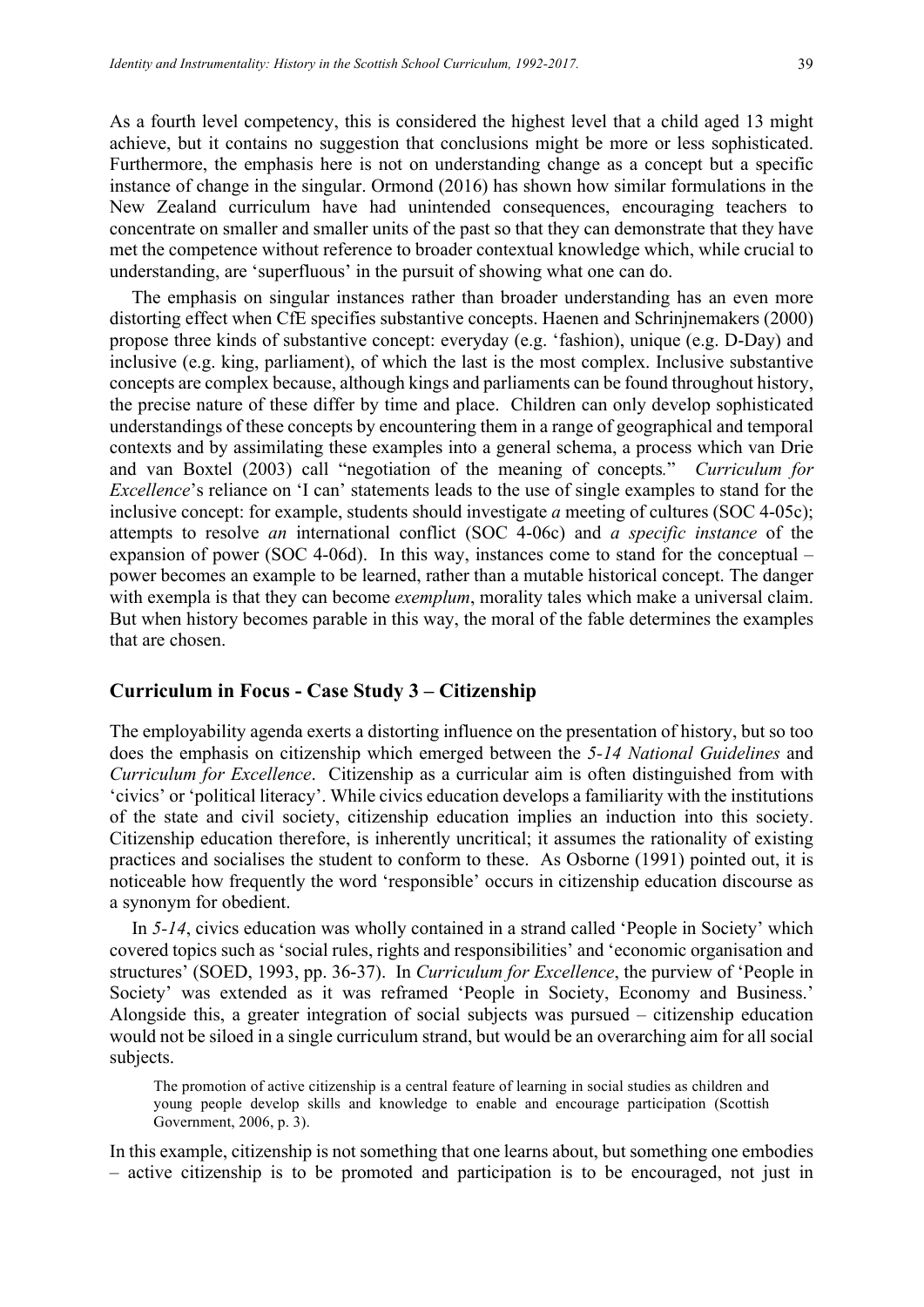As a fourth level competency, this is considered the highest level that a child aged 13 might achieve, but it contains no suggestion that conclusions might be more or less sophisticated. Furthermore, the emphasis here is not on understanding change as a concept but a specific instance of change in the singular. Ormond (2016) has shown how similar formulations in the New Zealand curriculum have had unintended consequences, encouraging teachers to concentrate on smaller and smaller units of the past so that they can demonstrate that they have met the competence without reference to broader contextual knowledge which, while crucial to understanding, are 'superfluous' in the pursuit of showing what one can do.

The emphasis on singular instances rather than broader understanding has an even more distorting effect when CfE specifies substantive concepts. Haenen and Schrinjnemakers (2000) propose three kinds of substantive concept: everyday (e.g. 'fashion), unique (e.g. D-Day) and inclusive (e.g. king, parliament), of which the last is the most complex. Inclusive substantive concepts are complex because, although kings and parliaments can be found throughout history, the precise nature of these differ by time and place. Children can only develop sophisticated understandings of these concepts by encountering them in a range of geographical and temporal contexts and by assimilating these examples into a general schema, a process which van Drie and van Boxtel (2003) call "negotiation of the meaning of concepts." *Curriculum for Excellence*'s reliance on 'I can' statements leads to the use of single examples to stand for the inclusive concept: for example, students should investigate *a* meeting of cultures (SOC 4-05c); attempts to resolve *an* international conflict (SOC 4-06c) and *a specific instance* of the expansion of power (SOC 4-06d). In this way, instances come to stand for the conceptual – power becomes an example to be learned, rather than a mutable historical concept. The danger with exempla is that they can become *exemplum*, morality tales which make a universal claim. But when history becomes parable in this way, the moral of the fable determines the examples that are chosen.

## Curriculum in Focus - Case Study 3 – Citizenship

The employability agenda exerts a distorting influence on the presentation of history, but so too does the emphasis on citizenship which emerged between the *5-14 National Guidelines* and *Curriculum for Excellence*. Citizenship as a curricular aim is often distinguished from with 'civics' or 'political literacy'. While civics education develops a familiarity with the institutions of the state and civil society, citizenship education implies an induction into this society. Citizenship education therefore, is inherently uncritical; it assumes the rationality of existing practices and socialises the student to conform to these. As Osborne (1991) pointed out, it is noticeable how frequently the word 'responsible' occurs in citizenship education discourse as a synonym for obedient.

In *5-14*, civics education was wholly contained in a strand called 'People in Society' which covered topics such as 'social rules, rights and responsibilities' and 'economic organisation and structures' (SOED, 1993, pp. 36-37). In *Curriculum for Excellence*, the purview of 'People in Society' was extended as it was reframed 'People in Society, Economy and Business.' Alongside this, a greater integration of social subjects was pursued – citizenship education would not be siloed in a single curriculum strand, but would be an overarching aim for all social subjects.

> The promotion of active citizenship is a central feature of learning in social studies as children and young people develop skills and knowledge to enable and encourage participation (Scottish Government, 2006, p. 3).

In this example, citizenship is not something that one learns about, but something one embodies – active citizenship is to be promoted and participation is to be encouraged, not just in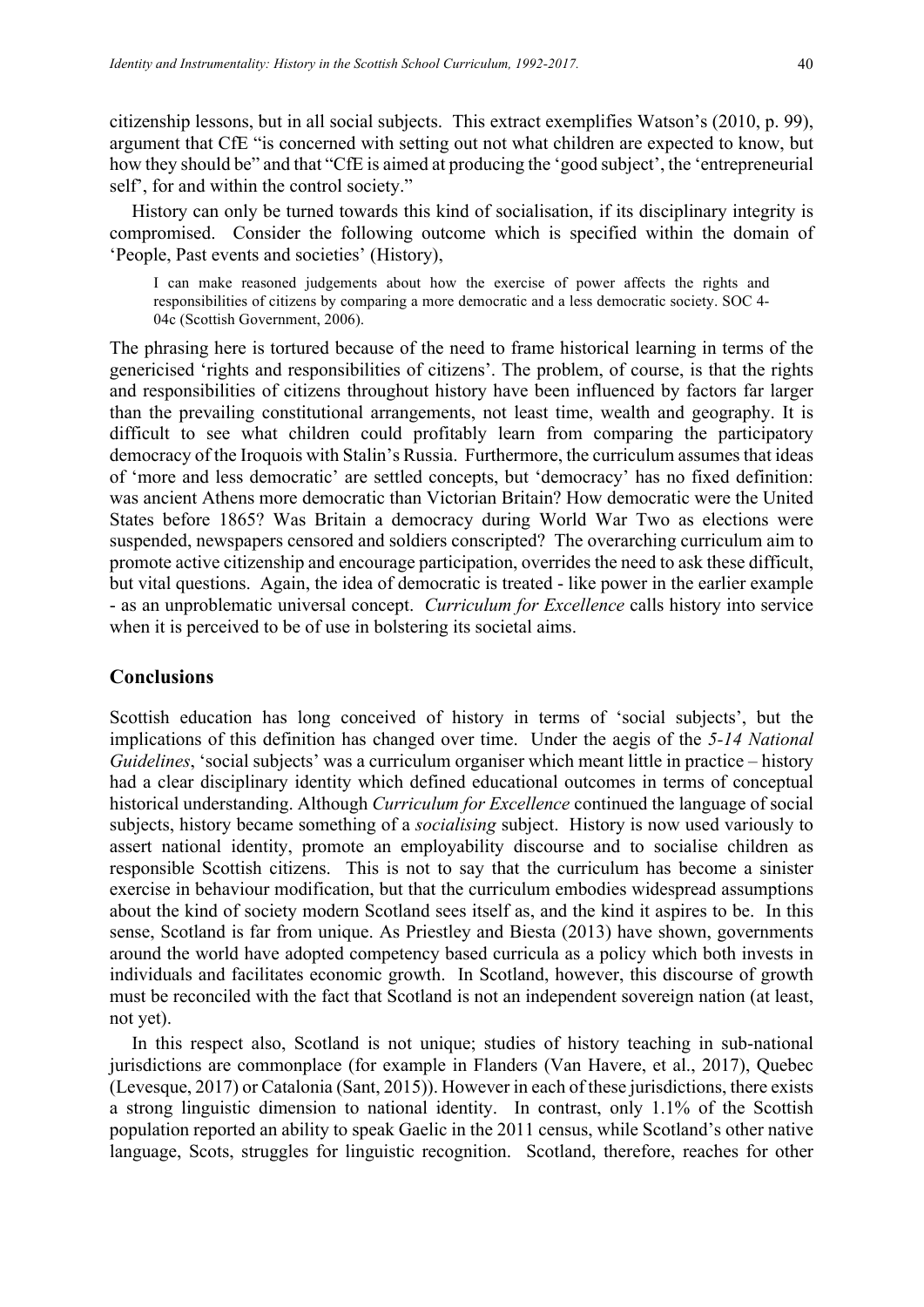citizenship lessons, but in all social subjects. This extract exemplifies Watson's (2010, p. 99), argument that CfE "is concerned with setting out not what children are expected to know, but how they should be" and that "CfE is aimed at producing the 'good subject', the 'entrepreneurial self', for and within the control society."

History can only be turned towards this kind of socialisation, if its disciplinary integrity is compromised. Consider the following outcome which is specified within the domain of 'People, Past events and societies' (History),

> I can make reasoned judgements about how the exercise of power affects the rights and responsibilities of citizens by comparing a more democratic and a less democratic society. SOC 4-04c (Scottish Government, 2006).

The phrasing here is tortured because of the need to frame historical learning in terms of the genericised 'rights and responsibilities of citizens'. The problem, of course, is that the rights and responsibilities of citizens throughout history have been influenced by factors far larger than the prevailing constitutional arrangements, not least time, wealth and geography. It is difficult to see what children could profitably learn from comparing the participatory democracy of the Iroquois with Stalin's Russia. Furthermore, the curriculum assumes that ideas of 'more and less democratic' are settled concepts, but 'democracy' has no fixed definition: was ancient Athens more democratic than Victorian Britain? How democratic were the United States before 1865? Was Britain a democracy during World War Two as elections were suspended, newspapers censored and soldiers conscripted? The overarching curriculum aim to promote active citizenship and encourage participation, overrides the need to ask these difficult, but vital questions. Again, the idea of democratic is treated - like power in the earlier example - as an unproblematic universal concept. *Curriculum for Excellence* calls history into service when it is perceived to be of use in bolstering its societal aims.

## Conclusions

Scottish education has long conceived of history in terms of 'social subjects', but the implications of this definition has changed over time. Under the aegis of the *5-14 National Guidelines*, 'social subjects' was a curriculum organiser which meant little in practice – history had a clear disciplinary identity which defined educational outcomes in terms of conceptual historical understanding. Although *Curriculum for Excellence* continued the language of social subjects, history became something of a *socialising* subject. History is now used variously to assert national identity, promote an employability discourse and to socialise children as responsible Scottish citizens. This is not to say that the curriculum has become a sinister exercise in behaviour modification, but that the curriculum embodies widespread assumptions about the kind of society modern Scotland sees itself as, and the kind it aspires to be. In this sense, Scotland is far from unique. As Priestley and Biesta (2013) have shown, governments around the world have adopted competency based curricula as a policy which both invests in individuals and facilitates economic growth. In Scotland, however, this discourse of growth must be reconciled with the fact that Scotland is not an independent sovereign nation (at least, not yet).

In this respect also, Scotland is not unique; studies of history teaching in sub-national jurisdictions are commonplace (for example in Flanders (Van Havere, et al., 2017), Quebec (Levesque, 2017) or Catalonia (Sant, 2015)). However in each of these jurisdictions, there exists a strong linguistic dimension to national identity. In contrast, only 1.1% of the Scottish population reported an ability to speak Gaelic in the 2011 census, while Scotland's other native language, Scots, struggles for linguistic recognition. Scotland, therefore, reaches for other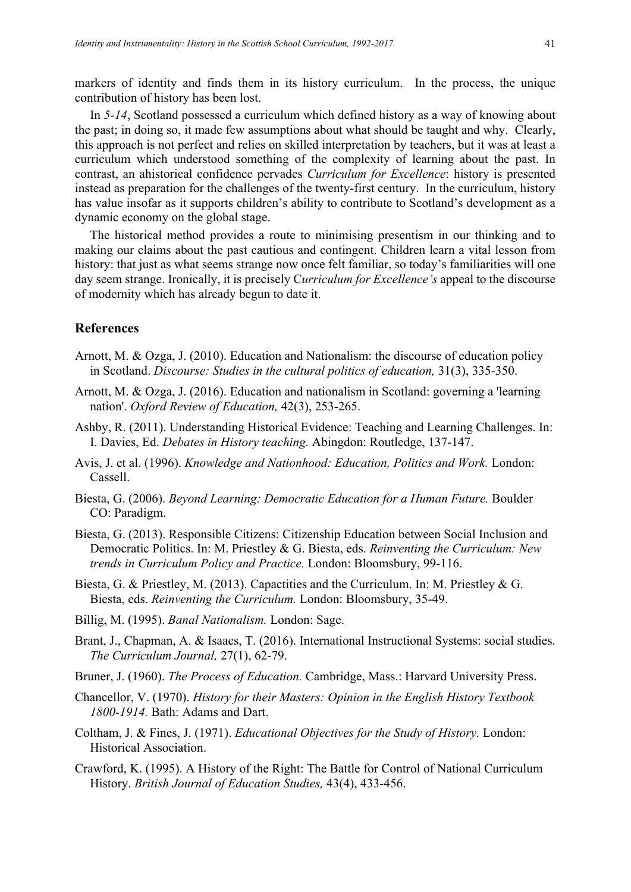markers of identity and finds them in its history curriculum. In the process, the unique contribution of history has been lost.

In *5-14*, Scotland possessed a curriculum which defined history as a way of knowing about the past; in doing so, it made few assumptions about what should be taught and why. Clearly, this approach is not perfect and relies on skilled interpretation by teachers, but it was at least a curriculum which understood something of the complexity of learning about the past. In contrast, an ahistorical confidence pervades *Curriculum for Excellence*: history is presented instead as preparation for the challenges of the twenty-first century. In the curriculum, history has value insofar as it supports children's ability to contribute to Scotland's development as a dynamic economy on the global stage.

The historical method provides a route to minimising presentism in our thinking and to making our claims about the past cautious and contingent. Children learn a vital lesson from history: that just as what seems strange now once felt familiar, so today's familiarities will one day seem strange. Ironically, it is precisely C*urriculum for Excellence's* appeal to the discourse of modernity which has already begun to date it.

## References

Arnott, M. & Ozga, J. (2010). Education and Nationalism: the discourse of education policy in Scotland. *Discourse: Studies in the cultural politics of education,* 31(3), 335-350.

Arnott, M. & Ozga, J. (2016). Education and nationalism in Scotland: governing a 'learning nation'. *Oxford Review of Education,* 42(3), 253-265.

Ashby, R. (2011). Understanding Historical Evidence: Teaching and Learning Challenges. In: I. Davies, Ed. *Debates in History teaching.* Abingdon: Routledge, 137-147.

Avis, J. et al. (1996). *Knowledge and Nationhood: Education, Politics and Work.* London: Cassell.

Biesta, G. (2006). *Beyond Learning: Democratic Education for a Human Future.* Boulder CO: Paradigm.

Biesta, G. (2013). Responsible Citizens: Citizenship Education between Social Inclusion and Democratic Politics. In: M. Priestley & G. Biesta, eds. *Reinventing the Curriculum: New trends in Curriculum Policy and Practice.* London: Bloomsbury, 99-116.

Biesta, G. & Priestley, M. (2013). Capactities and the Curriculum. In: M. Priestley & G. Biesta, eds. *Reinventing the Curriculum.* London: Bloomsbury, 35-49.

Billig, M. (1995). *Banal Nationalism.* London: Sage.

Brant, J., Chapman, A. & Isaacs, T. (2016). International Instructional Systems: social studies. *The Curriculum Journal,* 27(1), 62-79.

Bruner, J. (1960). *The Process of Education.* Cambridge, Mass.: Harvard University Press.

Chancellor, V. (1970). *History for their Masters: Opinion in the English History Textbook 1800-1914.* Bath: Adams and Dart.

Coltham, J. & Fines, J. (1971). *Educational Objectives for the Study of History.* London: Historical Association.

Crawford, K. (1995). A History of the Right: The Battle for Control of National Curriculum History. *British Journal of Education Studies,* 43(4), 433-456.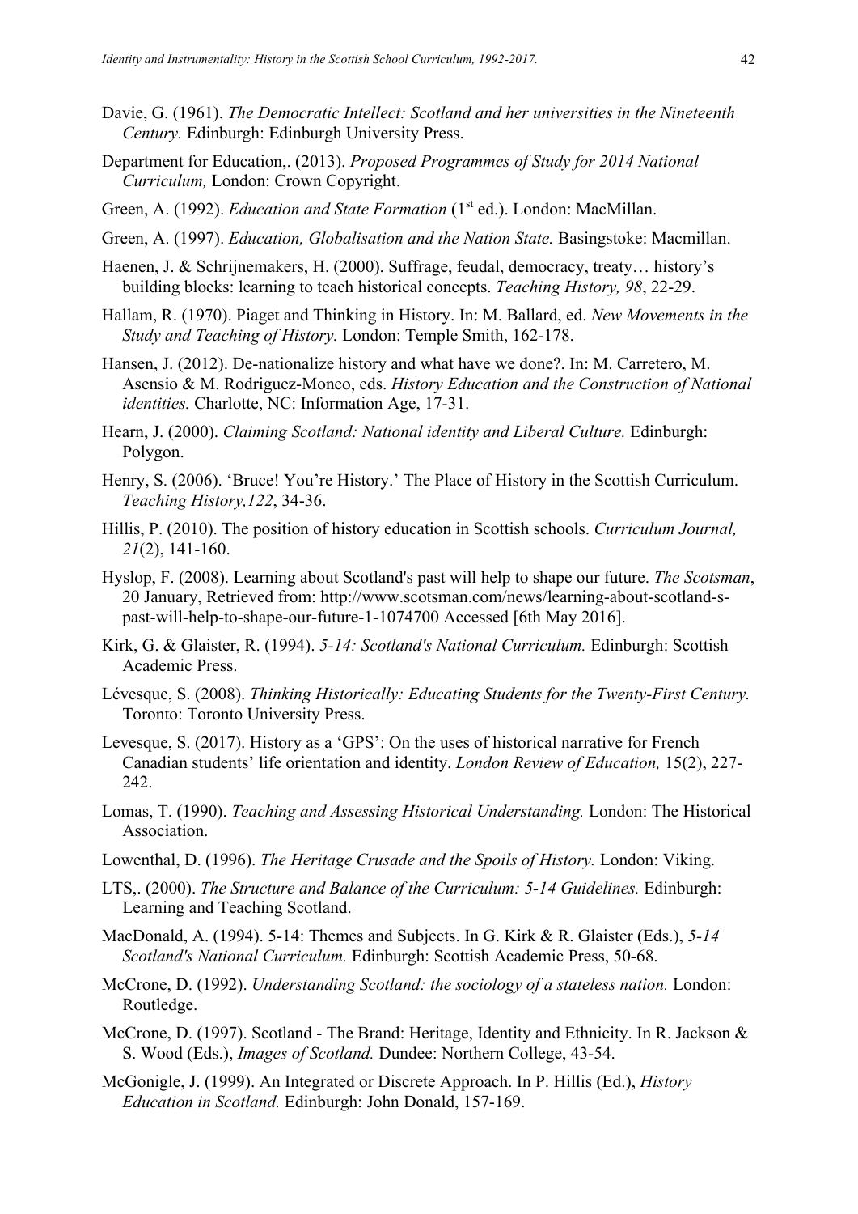Davie, G. (1961). *The Democratic Intellect: Scotland and her universities in the Nineteenth Century.* Edinburgh: Edinburgh University Press.

Department for Education,. (2013). *Proposed Programmes of Study for 2014 National Curriculum,* London: Crown Copyright.

Green, A. (1992). *Education and State Formation* (1st ed.). London: MacMillan.

Green, A. (1997). *Education, Globalisation and the Nation State.* Basingstoke: Macmillan.

Haenen, J. & Schrijnemakers, H. (2000). Suffrage, feudal, democracy, treaty… history's building blocks: learning to teach historical concepts. *Teaching History, 98*, 22-29.

Hallam, R. (1970). Piaget and Thinking in History. In: M. Ballard, ed. *New Movements in the Study and Teaching of History.* London: Temple Smith, 162-178.

Hansen, J. (2012). De-nationalize history and what have we done?. In: M. Carretero, M. Asensio & M. Rodriguez-Moneo, eds. *History Education and the Construction of National identities.* Charlotte, NC: Information Age, 17-31.

Hearn, J. (2000). *Claiming Scotland: National identity and Liberal Culture.* Edinburgh: Polygon.

Henry, S. (2006). 'Bruce! You're History.' The Place of History in the Scottish Curriculum. *Teaching History,122*, 34-36.

Hillis, P. (2010). The position of history education in Scottish schools. *Curriculum Journal, 21*(2), 141-160.

Hyslop, F. (2008). Learning about Scotland's past will help to shape our future. *The Scotsman*, 20 January, Retrieved from: http://www.scotsman.com/news/learning-about-scotland-s-past-will-help-to-shape-our-future-1-1074700 Accessed [6th May 2016].

Kirk, G. & Glaister, R. (1994). *5-14: Scotland's National Curriculum.* Edinburgh: Scottish Academic Press.

Lévesque, S. (2008). *Thinking Historically: Educating Students for the Twenty-First Century.* Toronto: Toronto University Press.

Levesque, S. (2017). History as a 'GPS': On the uses of historical narrative for French Canadian students' life orientation and identity. *London Review of Education,* 15(2), 227-242.

Lomas, T. (1990). *Teaching and Assessing Historical Understanding.* London: The Historical Association.

Lowenthal, D. (1996). *The Heritage Crusade and the Spoils of History.* London: Viking.

LTS,. (2000). *The Structure and Balance of the Curriculum: 5-14 Guidelines.* Edinburgh: Learning and Teaching Scotland.

MacDonald, A. (1994). 5-14: Themes and Subjects. In G. Kirk & R. Glaister (Eds.), *5-14 Scotland's National Curriculum.* Edinburgh: Scottish Academic Press, 50-68.

McCrone, D. (1992). *Understanding Scotland: the sociology of a stateless nation.* London: Routledge.

McCrone, D. (1997). Scotland - The Brand: Heritage, Identity and Ethnicity. In R. Jackson & S. Wood (Eds.), *Images of Scotland.* Dundee: Northern College, 43-54.

McGonigle, J. (1999). An Integrated or Discrete Approach. In P. Hillis (Ed.), *History Education in Scotland.* Edinburgh: John Donald, 157-169.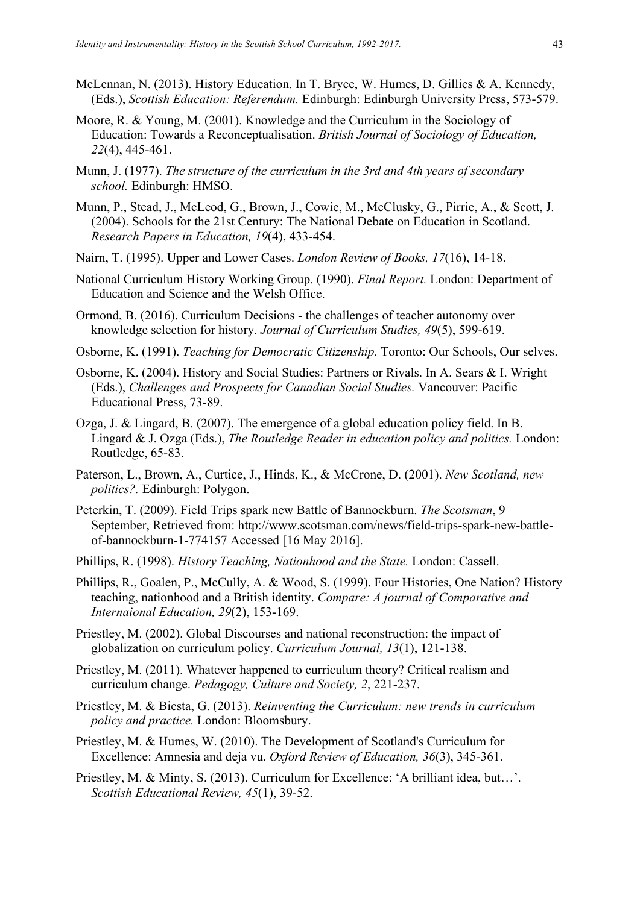McLennan, N. (2013). History Education. In T. Bryce, W. Humes, D. Gillies & A. Kennedy, (Eds.), *Scottish Education: Referendum.* Edinburgh: Edinburgh University Press, 573-579.

Moore, R. & Young, M. (2001). Knowledge and the Curriculum in the Sociology of Education: Towards a Reconceptualisation. *British Journal of Sociology of Education, 22*(4), 445-461.

Munn, J. (1977). *The structure of the curriculum in the 3rd and 4th years of secondary school.* Edinburgh: HMSO.

Munn, P., Stead, J., McLeod, G., Brown, J., Cowie, M., McClusky, G., Pirrie, A., & Scott, J. (2004). Schools for the 21st Century: The National Debate on Education in Scotland. *Research Papers in Education, 19*(4), 433-454.

Nairn, T. (1995). Upper and Lower Cases. *London Review of Books, 17*(16), 14-18.

National Curriculum History Working Group. (1990). *Final Report.* London: Department of Education and Science and the Welsh Office.

Ormond, B. (2016). Curriculum Decisions - the challenges of teacher autonomy over knowledge selection for history. *Journal of Curriculum Studies, 49*(5), 599-619.

Osborne, K. (1991). *Teaching for Democratic Citizenship.* Toronto: Our Schools, Our selves.

Osborne, K. (2004). History and Social Studies: Partners or Rivals. In A. Sears & I. Wright (Eds.), *Challenges and Prospects for Canadian Social Studies.* Vancouver: Pacific Educational Press, 73-89.

Ozga, J. & Lingard, B. (2007). The emergence of a global education policy field. In B. Lingard & J. Ozga (Eds.), *The Routledge Reader in education policy and politics.* London: Routledge, 65-83.

Paterson, L., Brown, A., Curtice, J., Hinds, K., & McCrone, D. (2001). *New Scotland, new politics?.* Edinburgh: Polygon.

Peterkin, T. (2009). Field Trips spark new Battle of Bannockburn. *The Scotsman*, 9 September, Retrieved from: http://www.scotsman.com/news/field-trips-spark-new-battle-of-bannockburn-1-774157 Accessed [16 May 2016].

Phillips, R. (1998). *History Teaching, Nationhood and the State.* London: Cassell.

Phillips, R., Goalen, P., McCully, A. & Wood, S. (1999). Four Histories, One Nation? History teaching, nationhood and a British identity. *Compare: A journal of Comparative and Internaional Education, 29*(2), 153-169.

Priestley, M. (2002). Global Discourses and national reconstruction: the impact of globalization on curriculum policy. *Curriculum Journal, 13*(1), 121-138.

Priestley, M. (2011). Whatever happened to curriculum theory? Critical realism and curriculum change. *Pedagogy, Culture and Society, 2*, 221-237.

Priestley, M. & Biesta, G. (2013). *Reinventing the Curriculum: new trends in curriculum policy and practice.* London: Bloomsbury.

Priestley, M. & Humes, W. (2010). The Development of Scotland's Curriculum for Excellence: Amnesia and deja vu. *Oxford Review of Education, 36*(3), 345-361.

Priestley, M. & Minty, S. (2013). Curriculum for Excellence: 'A brilliant idea, but…'. *Scottish Educational Review, 45*(1), 39-52.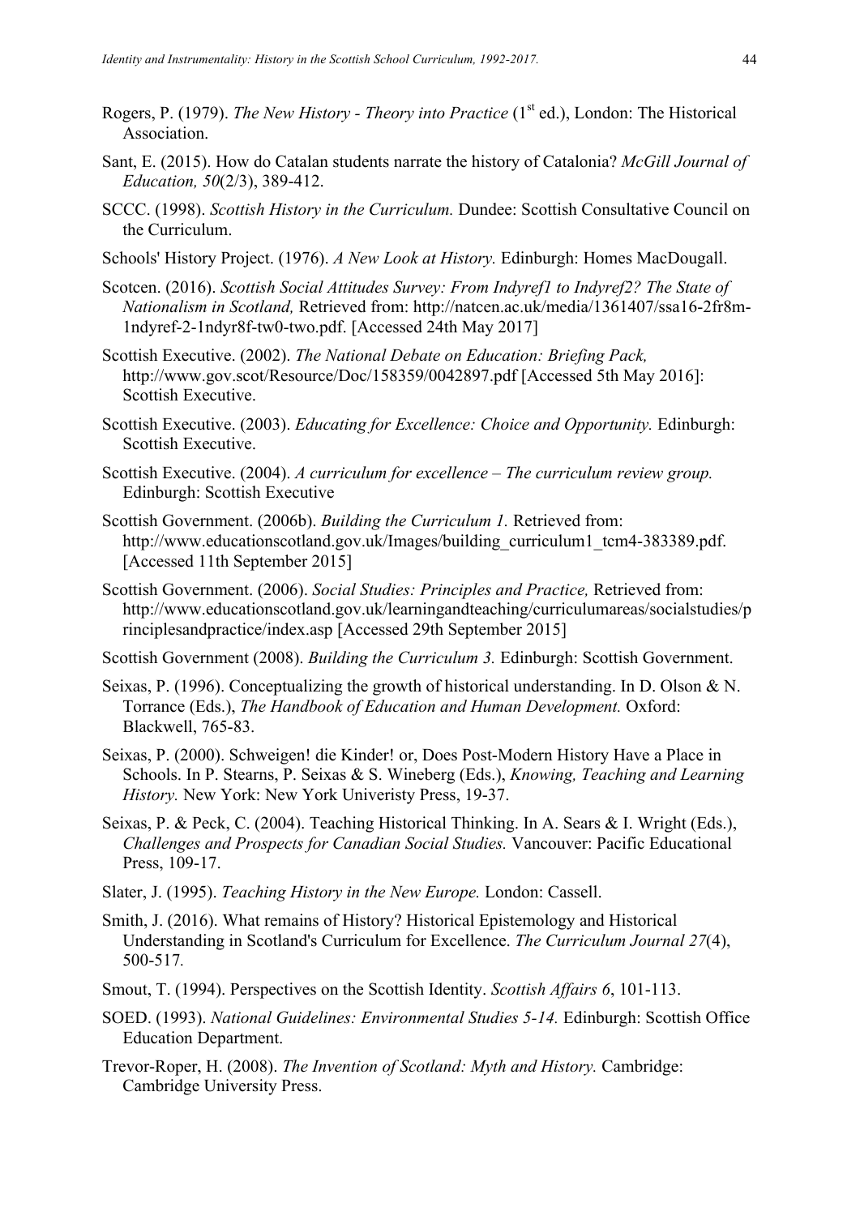Rogers, P. (1979). *The New History - Theory into Practice* (1st ed.), London: The Historical Association.

Sant, E. (2015). How do Catalan students narrate the history of Catalonia? *McGill Journal of Education, 50*(2/3), 389-412.

SCCC. (1998). *Scottish History in the Curriculum.* Dundee: Scottish Consultative Council on the Curriculum.

Schools' History Project. (1976). *A New Look at History.* Edinburgh: Homes MacDougall.

Scotcen. (2016). *Scottish Social Attitudes Survey: From Indyref1 to Indyref2? The State of Nationalism in Scotland,* Retrieved from: http://natcen.ac.uk/media/1361407/ssa16-2fr8m-1ndyref-2-1ndyr8f-tw0-two.pdf. [Accessed 24th May 2017]

Scottish Executive. (2002). *The National Debate on Education: Briefing Pack,* http://www.gov.scot/Resource/Doc/158359/0042897.pdf [Accessed 5th May 2016]: Scottish Executive.

Scottish Executive. (2003). *Educating for Excellence: Choice and Opportunity.* Edinburgh: Scottish Executive.

Scottish Executive. (2004). *A curriculum for excellence – The curriculum review group.* Edinburgh: Scottish Executive

Scottish Government. (2006b). *Building the Curriculum 1.* Retrieved from: http://www.educationscotland.gov.uk/Images/building_curriculum1_tcm4-383389.pdf. [Accessed 11th September 2015]

Scottish Government. (2006). *Social Studies: Principles and Practice,* Retrieved from: http://www.educationscotland.gov.uk/learningandteaching/curriculumareas/socialstudies/principlesandpractice/index.asp [Accessed 29th September 2015]

Scottish Government (2008). *Building the Curriculum 3.* Edinburgh: Scottish Government.

Seixas, P. (1996). Conceptualizing the growth of historical understanding. In D. Olson & N. Torrance (Eds.), *The Handbook of Education and Human Development.* Oxford: Blackwell, 765-83.

Seixas, P. (2000). Schweigen! die Kinder! or, Does Post-Modern History Have a Place in Schools. In P. Stearns, P. Seixas & S. Wineberg (Eds.), *Knowing, Teaching and Learning History.* New York: New York Univeristy Press, 19-37.

Seixas, P. & Peck, C. (2004). Teaching Historical Thinking. In A. Sears & I. Wright (Eds.), *Challenges and Prospects for Canadian Social Studies.* Vancouver: Pacific Educational Press, 109-17.

Slater, J. (1995). *Teaching History in the New Europe.* London: Cassell.

Smith, J. (2016). What remains of History? Historical Epistemology and Historical Understanding in Scotland's Curriculum for Excellence. *The Curriculum Journal 27*(4), 500-517.

Smout, T. (1994). Perspectives on the Scottish Identity. *Scottish Affairs 6*, 101-113.

SOED. (1993). *National Guidelines: Environmental Studies 5-14.* Edinburgh: Scottish Office Education Department.

Trevor-Roper, H. (2008). *The Invention of Scotland: Myth and History.* Cambridge: Cambridge University Press.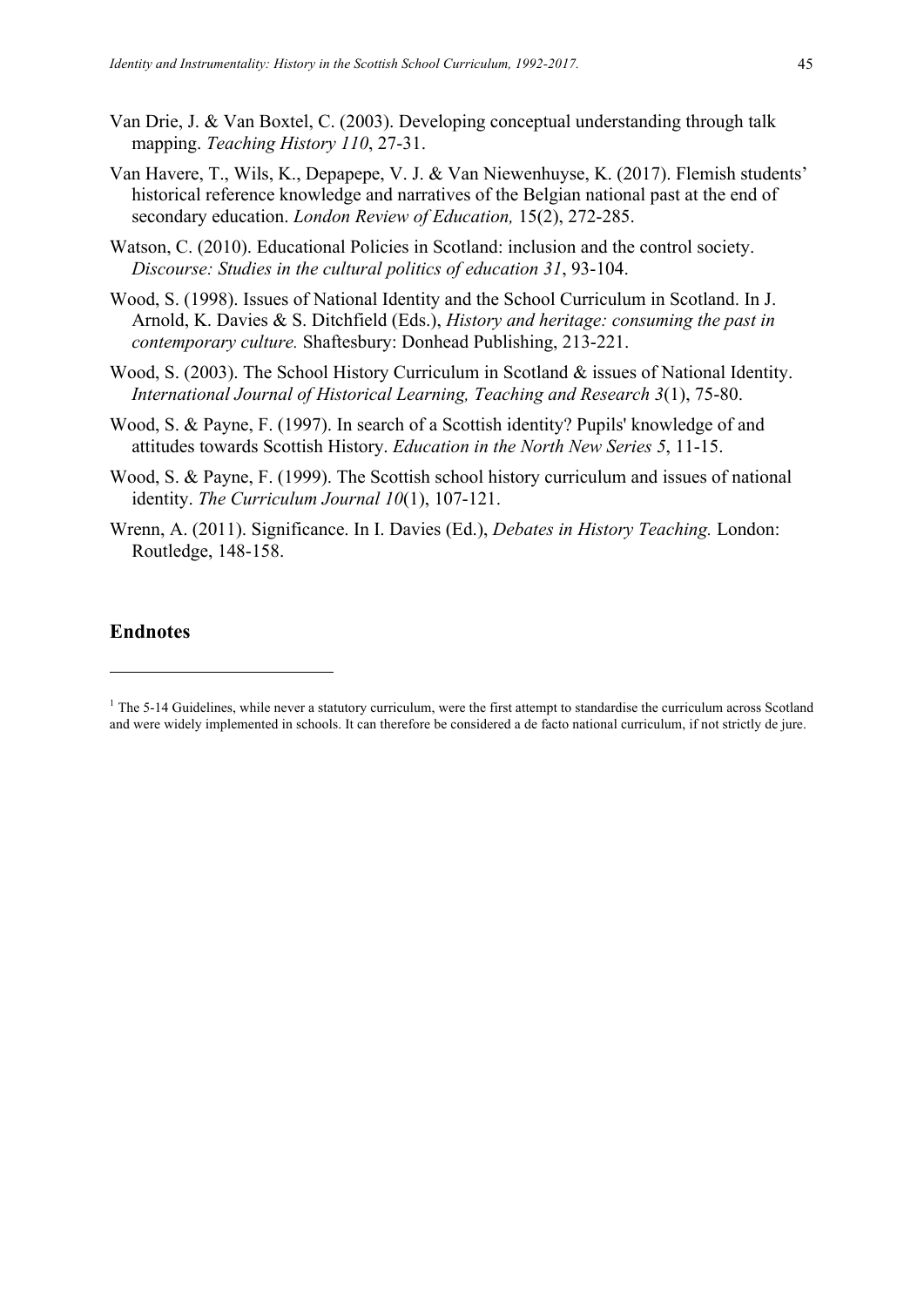Van Drie, J. & Van Boxtel, C. (2003). Developing conceptual understanding through talk mapping. *Teaching History 110*, 27-31.

Van Havere, T., Wils, K., Depapepe, V. J. & Van Niewenhuyse, K. (2017). Flemish students' historical reference knowledge and narratives of the Belgian national past at the end of secondary education. *London Review of Education,* 15(2), 272-285.

Watson, C. (2010). Educational Policies in Scotland: inclusion and the control society. *Discourse: Studies in the cultural politics of education 31*, 93-104.

Wood, S. (1998). Issues of National Identity and the School Curriculum in Scotland. In J. Arnold, K. Davies & S. Ditchfield (Eds.), *History and heritage: consuming the past in contemporary culture.* Shaftesbury: Donhead Publishing, 213-221.

Wood, S. (2003). The School History Curriculum in Scotland & issues of National Identity. *International Journal of Historical Learning, Teaching and Research 3*(1), 75-80.

Wood, S. & Payne, F. (1997). In search of a Scottish identity? Pupils' knowledge of and attitudes towards Scottish History. *Education in the North New Series 5*, 11-15.

Wood, S. & Payne, F. (1999). The Scottish school history curriculum and issues of national identity. *The Curriculum Journal 10*(1), 107-121.

Wrenn, A. (2011). Significance. In I. Davies (Ed.), *Debates in History Teaching.* London: Routledge, 148-158.

## Endnotes

[1] The 5-14 Guidelines, while never a statutory curriculum, were the first attempt to standardise the curriculum across Scotland and were widely implemented in schools. It can therefore be considered a de facto national curriculum, if not strictly de jure.